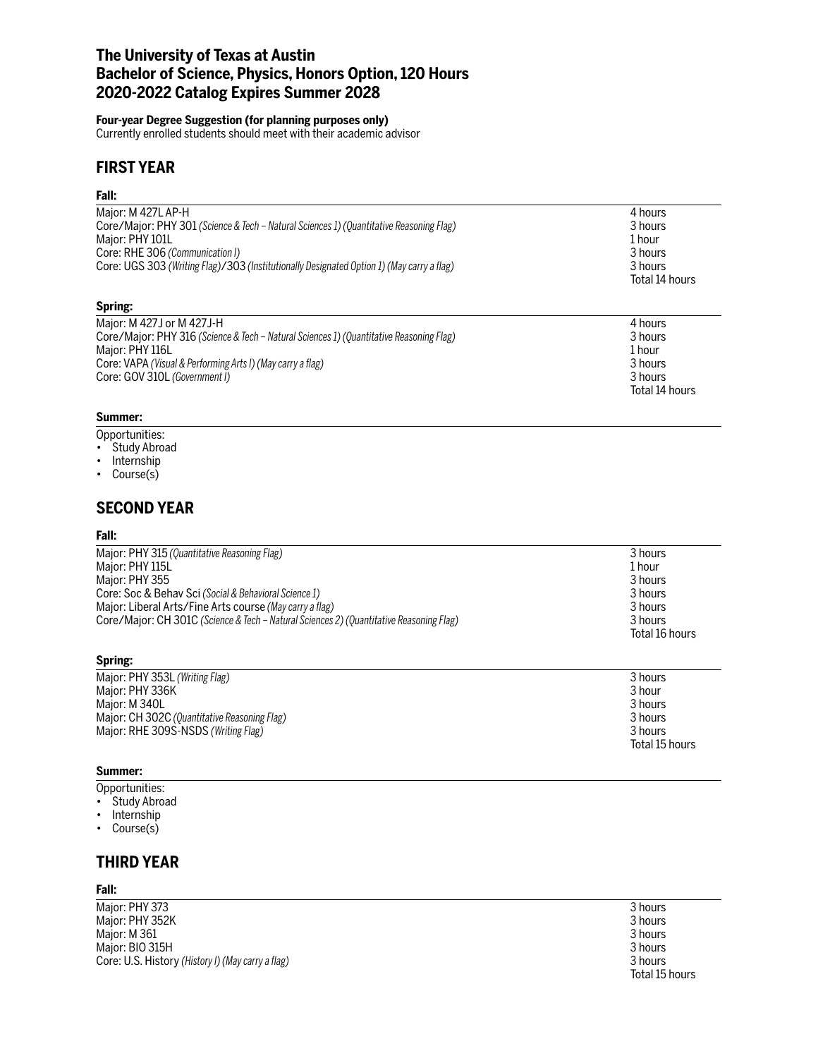# The University of Texas at Austin
# Bachelor of Science, Physics, Honors Option, 120 Hours
# 2020-2022 Catalog Expires Summer 2028

**Four-year Degree Suggestion (for planning purposes only)**
Currently enrolled students should meet with their academic advisor

## FIRST YEAR

### Fall:

| | |
|---|---|
| Major: M 427L AP-H | 4 hours |
| Core/Major: PHY 301 *(Science & Tech – Natural Sciences 1) (Quantitative Reasoning Flag)* | 3 hours |
| Major: PHY 101L | 1 hour |
| Core: RHE 306 *(Communication I)* | 3 hours |
| Core: UGS 303 *(Writing Flag)*/303 *(Institutionally Designated Option 1) (May carry a flag)* | 3 hours |
| | Total 14 hours |

### Spring:

| | |
|---|---|
| Major: M 427J or M 427J-H | 4 hours |
| Core/Major: PHY 316 *(Science & Tech – Natural Sciences 1) (Quantitative Reasoning Flag)* | 3 hours |
| Major: PHY 116L | 1 hour |
| Core: VAPA *(Visual & Performing Arts I) (May carry a flag)* | 3 hours |
| Core: GOV 310L *(Government I)* | 3 hours |
| | Total 14 hours |

### Summer:

Opportunities:
- Study Abroad
- Internship
- Course(s)

## SECOND YEAR

### Fall:

| | |
|---|---|
| Major: PHY 315 *(Quantitative Reasoning Flag)* | 3 hours |
| Major: PHY 115L | 1 hour |
| Major: PHY 355 | 3 hours |
| Core: Soc & Behav Sci *(Social & Behavioral Science 1)* | 3 hours |
| Major: Liberal Arts/Fine Arts course *(May carry a flag)* | 3 hours |
| Core/Major: CH 301C *(Science & Tech – Natural Sciences 2) (Quantitative Reasoning Flag)* | 3 hours |
| | Total 16 hours |

### Spring:

| | |
|---|---|
| Major: PHY 353L *(Writing Flag)* | 3 hours |
| Major: PHY 336K | 3 hour |
| Major: M 340L | 3 hours |
| Major: CH 302C *(Quantitative Reasoning Flag)* | 3 hours |
| Major: RHE 309S-NSDS *(Writing Flag)* | 3 hours |
| | Total 15 hours |

### Summer:

Opportunities:
- Study Abroad
- Internship
- Course(s)

## THIRD YEAR

### Fall:

| | |
|---|---|
| Major: PHY 373 | 3 hours |
| Major: PHY 352K | 3 hours |
| Major: M 361 | 3 hours |
| Major: BIO 315H | 3 hours |
| Core: U.S. History *(History I) (May carry a flag)* | 3 hours |
| | Total 15 hours |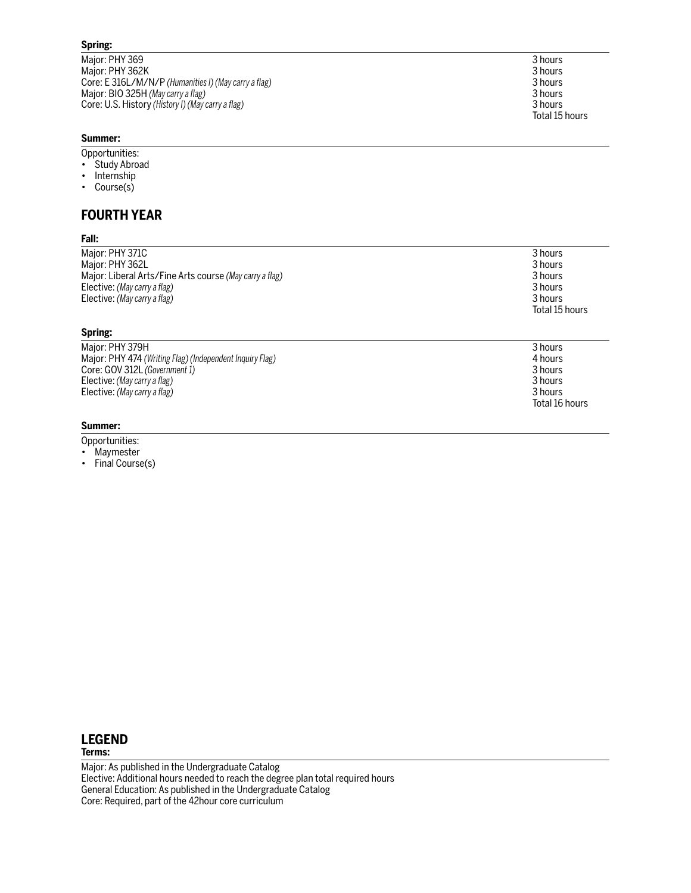**Spring:**

| | |
|---|---|
| Major: PHY 369 | 3 hours |
| Major: PHY 362K | 3 hours |
| Core: E 316L/M/N/P *(Humanities I) (May carry a flag)* | 3 hours |
| Major: BIO 325H *(May carry a flag)* | 3 hours |
| Core: U.S. History *(History I) (May carry a flag)* | 3 hours |
| | Total 15 hours |

**Summer:**

Opportunities:

- Study Abroad
- Internship
- Course(s)

## FOURTH YEAR

**Fall:**

| | |
|---|---|
| Major: PHY 371C | 3 hours |
| Major: PHY 362L | 3 hours |
| Major: Liberal Arts/Fine Arts course *(May carry a flag)* | 3 hours |
| Elective: *(May carry a flag)* | 3 hours |
| Elective: *(May carry a flag)* | 3 hours |
| | Total 15 hours |

**Spring:**

| | |
|---|---|
| Major: PHY 379H | 3 hours |
| Major: PHY 474 *(Writing Flag) (Independent Inquiry Flag)* | 4 hours |
| Core: GOV 312L *(Government 1)* | 3 hours |
| Elective: *(May carry a flag)* | 3 hours |
| Elective: *(May carry a flag)* | 3 hours |
| | Total 16 hours |

**Summer:**

Opportunities:

- Maymester
- Final Course(s)

## LEGEND

**Terms:**

Major: As published in the Undergraduate Catalog
Elective: Additional hours needed to reach the degree plan total required hours
General Education: As published in the Undergraduate Catalog
Core: Required, part of the 42hour core curriculum